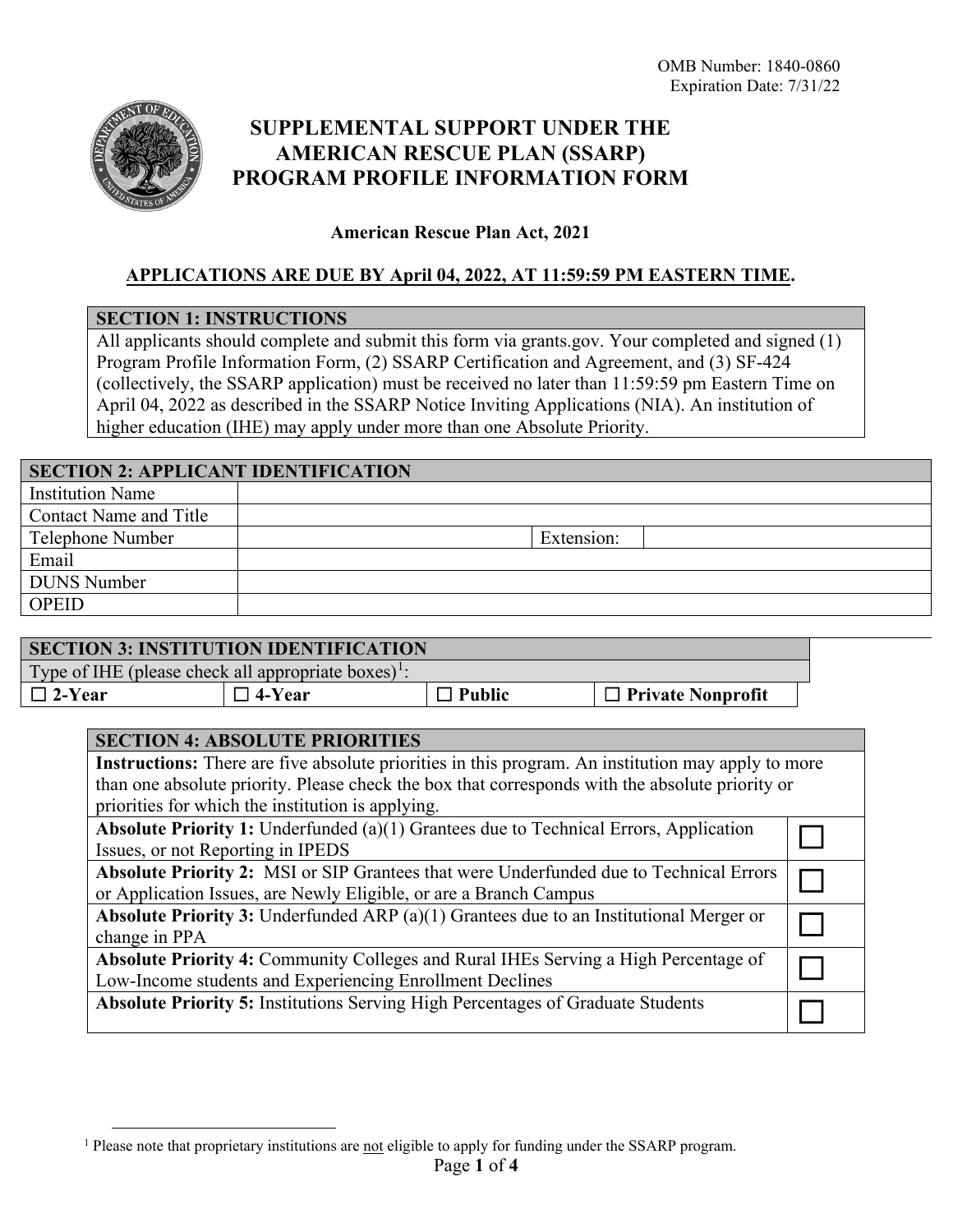OMB Number: 1840-0860
Expiration Date: 7/31/22

# SUPPLEMENTAL SUPPORT UNDER THE AMERICAN RESCUE PLAN (SSARP) PROGRAM PROFILE INFORMATION FORM

**American Rescue Plan Act, 2021**

**APPLICATIONS ARE DUE BY April 04, 2022, AT 11:59:59 PM EASTERN TIME.**

| SECTION 1: INSTRUCTIONS |
|---|
| All applicants should complete and submit this form via grants.gov. Your completed and signed (1) Program Profile Information Form, (2) SSARP Certification and Agreement, and (3) SF-424 (collectively, the SSARP application) must be received no later than 11:59:59 pm Eastern Time on April 04, 2022 as described in the SSARP Notice Inviting Applications (NIA). An institution of higher education (IHE) may apply under more than one Absolute Priority. |

| SECTION 2: APPLICANT IDENTIFICATION | | | |
|---|---|---|---|
| Institution Name | | | |
| Contact Name and Title | | | |
| Telephone Number | | Extension: | |
| Email | | | |
| DUNS Number | | | |
| OPEID | | | |

| SECTION 3: INSTITUTION IDENTIFICATION | | | |
|---|---|---|---|
| Type of IHE (please check all appropriate boxes)[1]: | | | |
| ☐ **2-Year** | ☐ **4-Year** | ☐ **Public** | ☐ **Private Nonprofit** |

| SECTION 4: ABSOLUTE PRIORITIES | |
|---|---|
| **Instructions:** There are five absolute priorities in this program. An institution may apply to more than one absolute priority. Please check the box that corresponds with the absolute priority or priorities for which the institution is applying. | |
| **Absolute Priority 1:** Underfunded (a)(1) Grantees due to Technical Errors, Application Issues, or not Reporting in IPEDS | ☐ |
| **Absolute Priority 2:** MSI or SIP Grantees that were Underfunded due to Technical Errors or Application Issues, are Newly Eligible, or are a Branch Campus | ☐ |
| **Absolute Priority 3:** Underfunded ARP (a)(1) Grantees due to an Institutional Merger or change in PPA | ☐ |
| **Absolute Priority 4:** Community Colleges and Rural IHEs Serving a High Percentage of Low-Income students and Experiencing Enrollment Declines | ☐ |
| **Absolute Priority 5:** Institutions Serving High Percentages of Graduate Students | ☐ |

[1] Please note that proprietary institutions are not eligible to apply for funding under the SSARP program.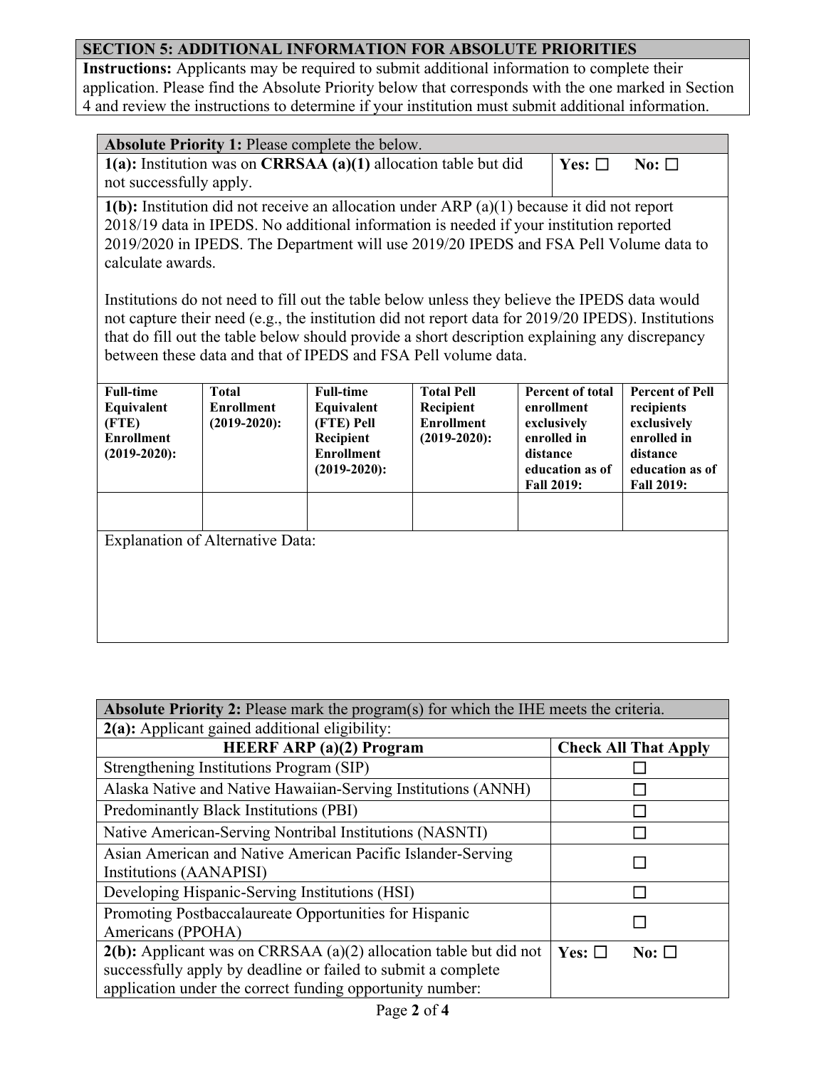## SECTION 5: ADDITIONAL INFORMATION FOR ABSOLUTE PRIORITIES

**Instructions:** Applicants may be required to submit additional information to complete their application. Please find the Absolute Priority below that corresponds with the one marked in Section 4 and review the instructions to determine if your institution must submit additional information.

**Absolute Priority 1:** Please complete the below.

| **1(a):** Institution was on **CRRSAA (a)(1)** allocation table but did not successfully apply. | **Yes:** ☐ **No:** ☐ |
|---|---|

**1(b):** Institution did not receive an allocation under ARP (a)(1) because it did not report 2018/19 data in IPEDS. No additional information is needed if your institution reported 2019/2020 in IPEDS. The Department will use 2019/20 IPEDS and FSA Pell Volume data to calculate awards.

Institutions do not need to fill out the table below unless they believe the IPEDS data would not capture their need (e.g., the institution did not report data for 2019/20 IPEDS). Institutions that do fill out the table below should provide a short description explaining any discrepancy between these data and that of IPEDS and FSA Pell volume data.

| **Full-time Equivalent (FTE) Enrollment (2019-2020):** | **Total Enrollment (2019-2020):** | **Full-time Equivalent (FTE) Pell Recipient Enrollment (2019-2020):** | **Total Pell Recipient Enrollment (2019-2020):** | **Percent of total enrollment exclusively enrolled in distance education as of Fall 2019:** | **Percent of Pell recipients exclusively enrolled in distance education as of Fall 2019:** |
|---|---|---|---|---|---|
| | | | | | |

Explanation of Alternative Data:

**Absolute Priority 2:** Please mark the program(s) for which the IHE meets the criteria.

**2(a):** Applicant gained additional eligibility:

| **HEERF ARP (a)(2) Program** | **Check All That Apply** |
|---|---|
| Strengthening Institutions Program (SIP) | ☐ |
| Alaska Native and Native Hawaiian-Serving Institutions (ANNH) | ☐ |
| Predominantly Black Institutions (PBI) | ☐ |
| Native American-Serving Nontribal Institutions (NASNTI) | ☐ |
| Asian American and Native American Pacific Islander-Serving Institutions (AANAPISI) | ☐ |
| Developing Hispanic-Serving Institutions (HSI) | ☐ |
| Promoting Postbaccalaureate Opportunities for Hispanic Americans (PPOHA) | ☐ |
| **2(b):** Applicant was on CRRSAA (a)(2) allocation table but did not successfully apply by deadline or failed to submit a complete application under the correct funding opportunity number: | **Yes:** ☐ **No:** ☐ |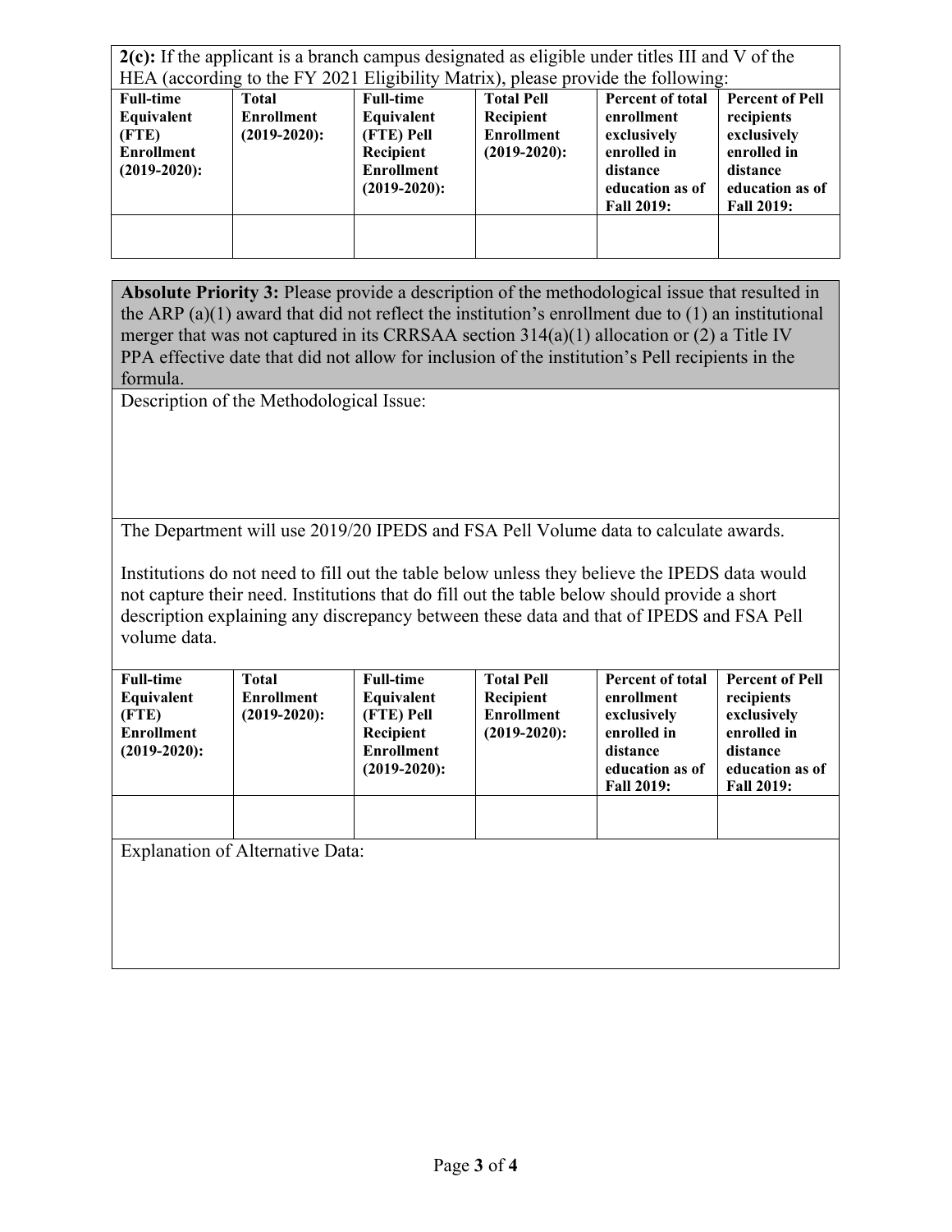**2(c):** If the applicant is a branch campus designated as eligible under titles III and V of the HEA (according to the FY 2021 Eligibility Matrix), please provide the following:

| **Full-time Equivalent (FTE) Enrollment (2019-2020):** | **Total Enrollment (2019-2020):** | **Full-time Equivalent (FTE) Pell Recipient Enrollment (2019-2020):** | **Total Pell Recipient Enrollment (2019-2020):** | **Percent of total enrollment exclusively enrolled in distance education as of Fall 2019:** | **Percent of Pell recipients exclusively enrolled in distance education as of Fall 2019:** |
|---|---|---|---|---|---|
| | | | | | |

**Absolute Priority 3:** Please provide a description of the methodological issue that resulted in the ARP (a)(1) award that did not reflect the institution's enrollment due to (1) an institutional merger that was not captured in its CRRSAA section 314(a)(1) allocation or (2) a Title IV PPA effective date that did not allow for inclusion of the institution's Pell recipients in the formula.

Description of the Methodological Issue:

The Department will use 2019/20 IPEDS and FSA Pell Volume data to calculate awards.

Institutions do not need to fill out the table below unless they believe the IPEDS data would not capture their need. Institutions that do fill out the table below should provide a short description explaining any discrepancy between these data and that of IPEDS and FSA Pell volume data.

| **Full-time Equivalent (FTE) Enrollment (2019-2020):** | **Total Enrollment (2019-2020):** | **Full-time Equivalent (FTE) Pell Recipient Enrollment (2019-2020):** | **Total Pell Recipient Enrollment (2019-2020):** | **Percent of total enrollment exclusively enrolled in distance education as of Fall 2019:** | **Percent of Pell recipients exclusively enrolled in distance education as of Fall 2019:** |
|---|---|---|---|---|---|
| | | | | | |

Explanation of Alternative Data: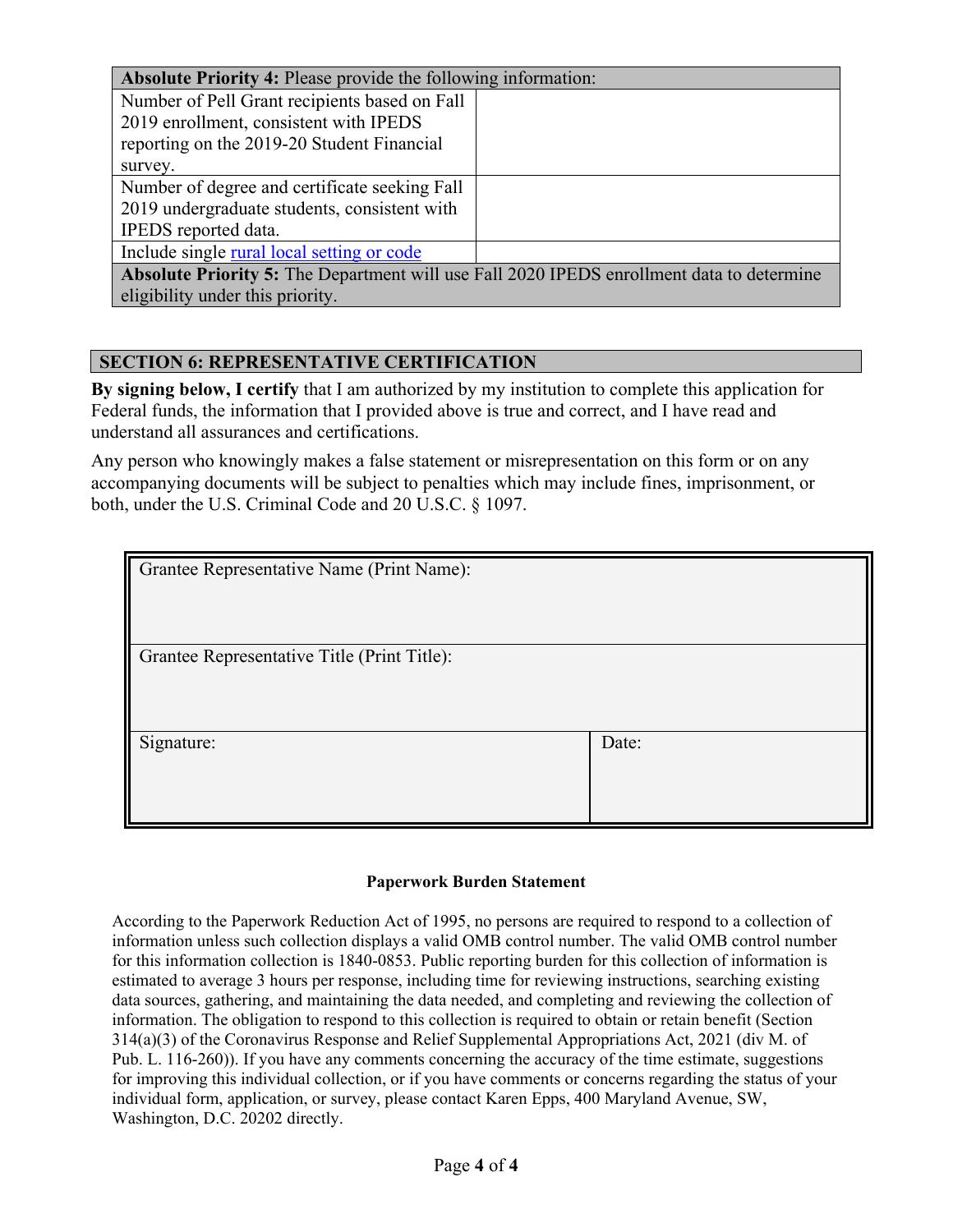| Absolute Priority 4: Please provide the following information: | |
| --- | --- |
| Number of Pell Grant recipients based on Fall 2019 enrollment, consistent with IPEDS reporting on the 2019-20 Student Financial survey. | |
| Number of degree and certificate seeking Fall 2019 undergraduate students, consistent with IPEDS reported data. | |
| Include single rural local setting or code | |
| **Absolute Priority 5:** The Department will use Fall 2020 IPEDS enrollment data to determine eligibility under this priority. | |

## SECTION 6: REPRESENTATIVE CERTIFICATION

**By signing below, I certify** that I am authorized by my institution to complete this application for Federal funds, the information that I provided above is true and correct, and I have read and understand all assurances and certifications.

Any person who knowingly makes a false statement or misrepresentation on this form or on any accompanying documents will be subject to penalties which may include fines, imprisonment, or both, under the U.S. Criminal Code and 20 U.S.C. § 1097.

| | |
| --- | --- |
| Grantee Representative Name (Print Name): | |
| Grantee Representative Title (Print Title): | |
| Signature: | Date: |

**Paperwork Burden Statement**

According to the Paperwork Reduction Act of 1995, no persons are required to respond to a collection of information unless such collection displays a valid OMB control number. The valid OMB control number for this information collection is 1840-0853. Public reporting burden for this collection of information is estimated to average 3 hours per response, including time for reviewing instructions, searching existing data sources, gathering, and maintaining the data needed, and completing and reviewing the collection of information. The obligation to respond to this collection is required to obtain or retain benefit (Section 314(a)(3) of the Coronavirus Response and Relief Supplemental Appropriations Act, 2021 (div M. of Pub. L. 116-260)). If you have any comments concerning the accuracy of the time estimate, suggestions for improving this individual collection, or if you have comments or concerns regarding the status of your individual form, application, or survey, please contact Karen Epps, 400 Maryland Avenue, SW, Washington, D.C. 20202 directly.